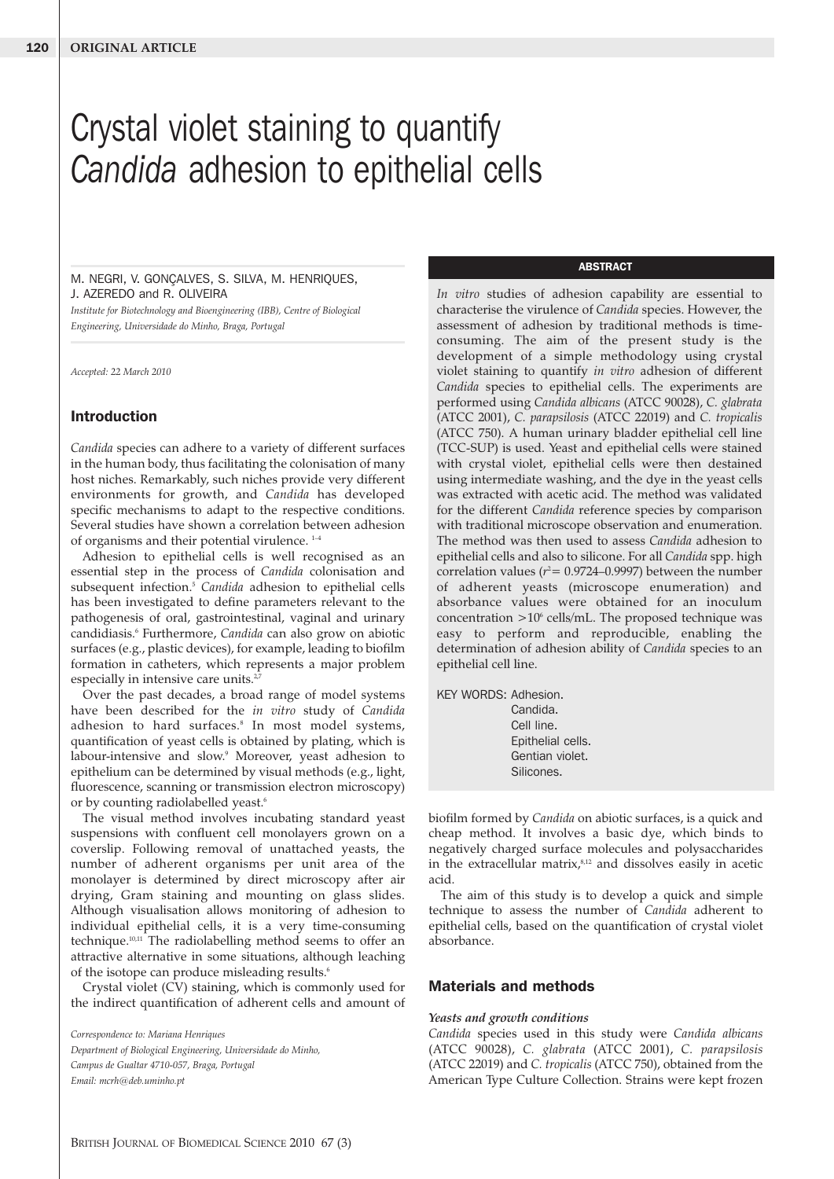ORIGINAL ARTICLE

# Crystal violet staining to quantify *Candida* adhesion to epithelial cells

M. NEGRI, V. GONÇALVES, S. SILVA, M. HENRIQUES, J. AZEREDO and R. OLIVEIRA

*Institute for Biotechnology and Bioengineering (IBB), Centre of Biological Engineering, Universidade do Minho, Braga, Portugal*

*Accepted: 22 March 2010*

## ABSTRACT

*In vitro* studies of adhesion capability are essential to characterise the virulence of *Candida* species. However, the assessment of adhesion by traditional methods is time-consuming. The aim of the present study is the development of a simple methodology using crystal violet staining to quantify *in vitro* adhesion of different *Candida* species to epithelial cells. The experiments are performed using *Candida albicans* (ATCC 90028), *C. glabrata* (ATCC 2001), *C. parapsilosis* (ATCC 22019) and *C. tropicalis* (ATCC 750). A human urinary bladder epithelial cell line (TCC-SUP) is used. Yeast and epithelial cells were stained with crystal violet, epithelial cells were then destained using intermediate washing, and the dye in the yeast cells was extracted with acetic acid. The method was validated for the different *Candida* reference species by comparison with traditional microscope observation and enumeration. The method was then used to assess *Candida* adhesion to epithelial cells and also to silicone. For all *Candida* spp. high correlation values ($r^2 = 0.9724$–$0.9997$) between the number of adherent yeasts (microscope enumeration) and absorbance values were obtained for an inoculum concentration $>10^6$ cells/mL. The proposed technique was easy to perform and reproducible, enabling the determination of adhesion ability of *Candida* species to an epithelial cell line.

KEY WORDS: Adhesion.
Candida.
Cell line.
Epithelial cells.
Gentian violet.
Silicones.

## Introduction

*Candida* species can adhere to a variety of different surfaces in the human body, thus facilitating the colonisation of many host niches. Remarkably, such niches provide very different environments for growth, and *Candida* has developed specific mechanisms to adapt to the respective conditions. Several studies have shown a correlation between adhesion of organisms and their potential virulence. [1–4]

Adhesion to epithelial cells is well recognised as an essential step in the process of *Candida* colonisation and subsequent infection.[5] *Candida* adhesion to epithelial cells has been investigated to define parameters relevant to the pathogenesis of oral, gastrointestinal, vaginal and urinary candidiasis.[6] Furthermore, *Candida* can also grow on abiotic surfaces (e.g., plastic devices), for example, leading to biofilm formation in catheters, which represents a major problem especially in intensive care units.[2,7]

Over the past decades, a broad range of model systems have been described for the *in vitro* study of *Candida* adhesion to hard surfaces.[8] In most model systems, quantification of yeast cells is obtained by plating, which is labour-intensive and slow.[9] Moreover, yeast adhesion to epithelium can be determined by visual methods (e.g., light, fluorescence, scanning or transmission electron microscopy) or by counting radiolabelled yeast.[6]

The visual method involves incubating standard yeast suspensions with confluent cell monolayers grown on a coverslip. Following removal of unattached yeasts, the number of adherent organisms per unit area of the monolayer is determined by direct microscopy after air drying, Gram staining and mounting on glass slides. Although visualisation allows monitoring of adhesion to individual epithelial cells, it is a very time-consuming technique.[10,11] The radiolabelling method seems to offer an attractive alternative in some situations, although leaching of the isotope can produce misleading results.[6]

Crystal violet (CV) staining, which is commonly used for the indirect quantification of adherent cells and amount of biofilm formed by *Candida* on abiotic surfaces, is a quick and cheap method. It involves a basic dye, which binds to negatively charged surface molecules and polysaccharides in the extracellular matrix,[8,12] and dissolves easily in acetic acid.

The aim of this study is to develop a quick and simple technique to assess the number of *Candida* adherent to epithelial cells, based on the quantification of crystal violet absorbance.

## Materials and methods

### *Yeasts and growth conditions*

*Candida* species used in this study were *Candida albicans* (ATCC 90028), *C. glabrata* (ATCC 2001), *C. parapsilosis* (ATCC 22019) and *C. tropicalis* (ATCC 750), obtained from the American Type Culture Collection. Strains were kept frozen

*Correspondence to: Mariana Henriques*
*Department of Biological Engineering, Universidade do Minho, Campus de Gualtar 4710-057, Braga, Portugal*
*Email: mcrh@deb.uminho.pt*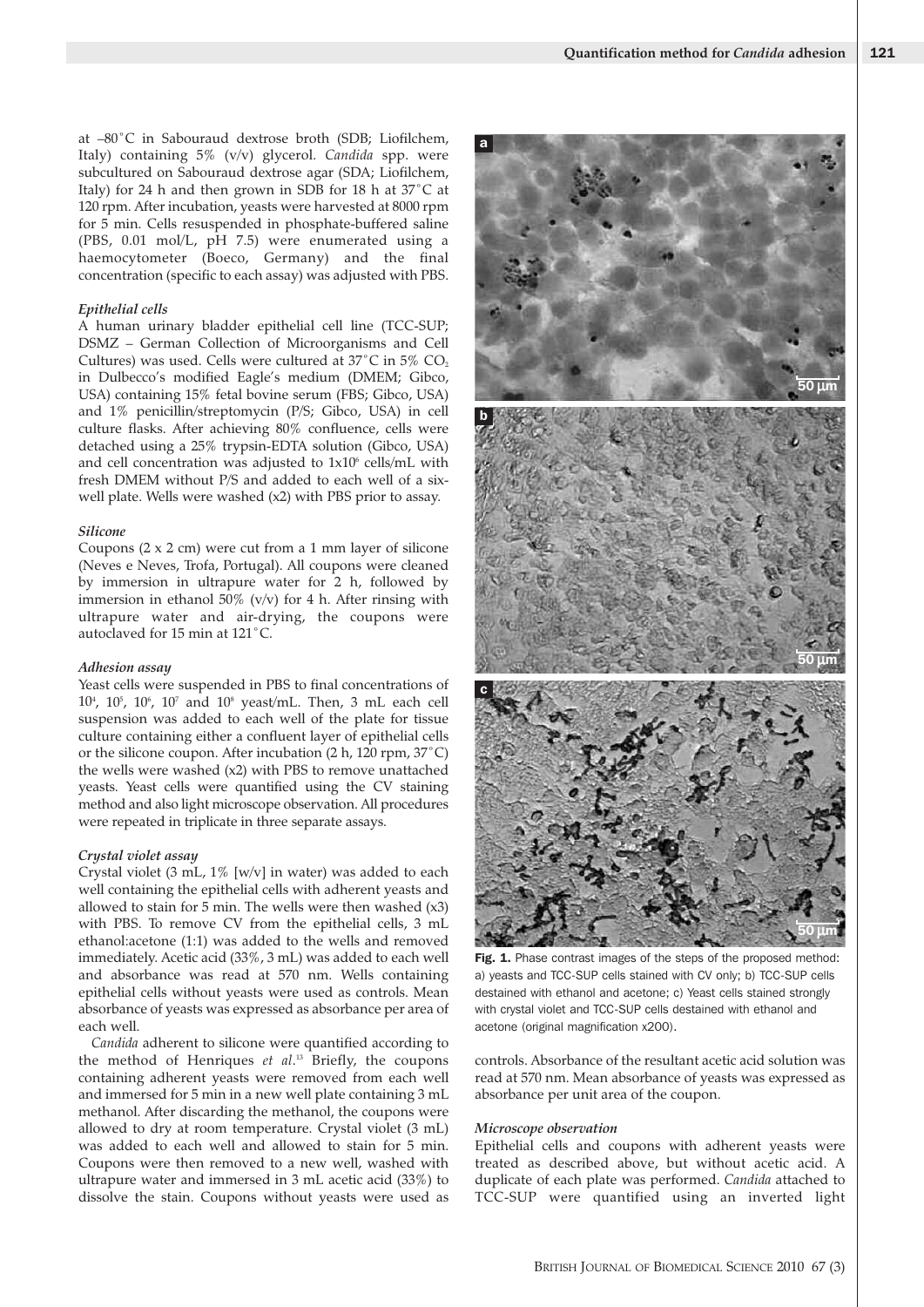at –80˚C in Sabouraud dextrose broth (SDB; Liofilchem, Italy) containing 5% (v/v) glycerol. *Candida* spp. were subcultured on Sabouraud dextrose agar (SDA; Liofilchem, Italy) for 24 h and then grown in SDB for 18 h at 37˚C at 120 rpm. After incubation, yeasts were harvested at 8000 rpm for 5 min. Cells resuspended in phosphate-buffered saline (PBS, 0.01 mol/L, pH 7.5) were enumerated using a haemocytometer (Boeco, Germany) and the final concentration (specific to each assay) was adjusted with PBS.

#### *Epithelial cells*

A human urinary bladder epithelial cell line (TCC-SUP; DSMZ – German Collection of Microorganisms and Cell Cultures) was used. Cells were cultured at 37˚C in 5% $CO_2$ in Dulbecco's modified Eagle's medium (DMEM; Gibco, USA) containing 15% fetal bovine serum (FBS; Gibco, USA) and 1% penicillin/streptomycin (P/S; Gibco, USA) in cell culture flasks. After achieving 80% confluence, cells were detached using a 25% trypsin-EDTA solution (Gibco, USA) and cell concentration was adjusted to $1x10^6$ cells/mL with fresh DMEM without P/S and added to each well of a six-well plate. Wells were washed (x2) with PBS prior to assay.

#### *Silicone*

Coupons (2 x 2 cm) were cut from a 1 mm layer of silicone (Neves e Neves, Trofa, Portugal). All coupons were cleaned by immersion in ultrapure water for 2 h, followed by immersion in ethanol 50% (v/v) for 4 h. After rinsing with ultrapure water and air-drying, the coupons were autoclaved for 15 min at 121˚C.

#### *Adhesion assay*

Yeast cells were suspended in PBS to final concentrations of $10^4$, $10^5$, $10^6$, $10^7$ and $10^8$ yeast/mL. Then, 3 mL each cell suspension was added to each well of the plate for tissue culture containing either a confluent layer of epithelial cells or the silicone coupon. After incubation (2 h, 120 rpm, 37˚C) the wells were washed (x2) with PBS to remove unattached yeasts. Yeast cells were quantified using the CV staining method and also light microscope observation. All procedures were repeated in triplicate in three separate assays.

#### *Crystal violet assay*

Crystal violet (3 mL, 1% [w/v] in water) was added to each well containing the epithelial cells with adherent yeasts and allowed to stain for 5 min. The wells were then washed (x3) with PBS. To remove CV from the epithelial cells, 3 mL ethanol:acetone (1:1) was added to the wells and removed immediately. Acetic acid (33%, 3 mL) was added to each well and absorbance was read at 570 nm. Wells containing epithelial cells without yeasts were used as controls. Mean absorbance of yeasts was expressed as absorbance per area of each well.

*Candida* adherent to silicone were quantified according to the method of Henriques *et al*.[13] Briefly, the coupons containing adherent yeasts were removed from each well and immersed for 5 min in a new well plate containing 3 mL methanol. After discarding the methanol, the coupons were allowed to dry at room temperature. Crystal violet (3 mL) was added to each well and allowed to stain for 5 min. Coupons were then removed to a new well, washed with ultrapure water and immersed in 3 mL acetic acid (33%) to dissolve the stain. Coupons without yeasts were used as controls. Absorbance of the resultant acetic acid solution was read at 570 nm. Mean absorbance of yeasts was expressed as absorbance per unit area of the coupon.

**Fig. 1.** Phase contrast images of the steps of the proposed method: a) yeasts and TCC-SUP cells stained with CV only; b) TCC-SUP cells destained with ethanol and acetone; c) Yeast cells stained strongly with crystal violet and TCC-SUP cells destained with ethanol and acetone (original magnification x200).

#### *Microscope observation*

Epithelial cells and coupons with adherent yeasts were treated as described above, but without acetic acid. A duplicate of each plate was performed. *Candida* attached to TCC-SUP were quantified using an inverted light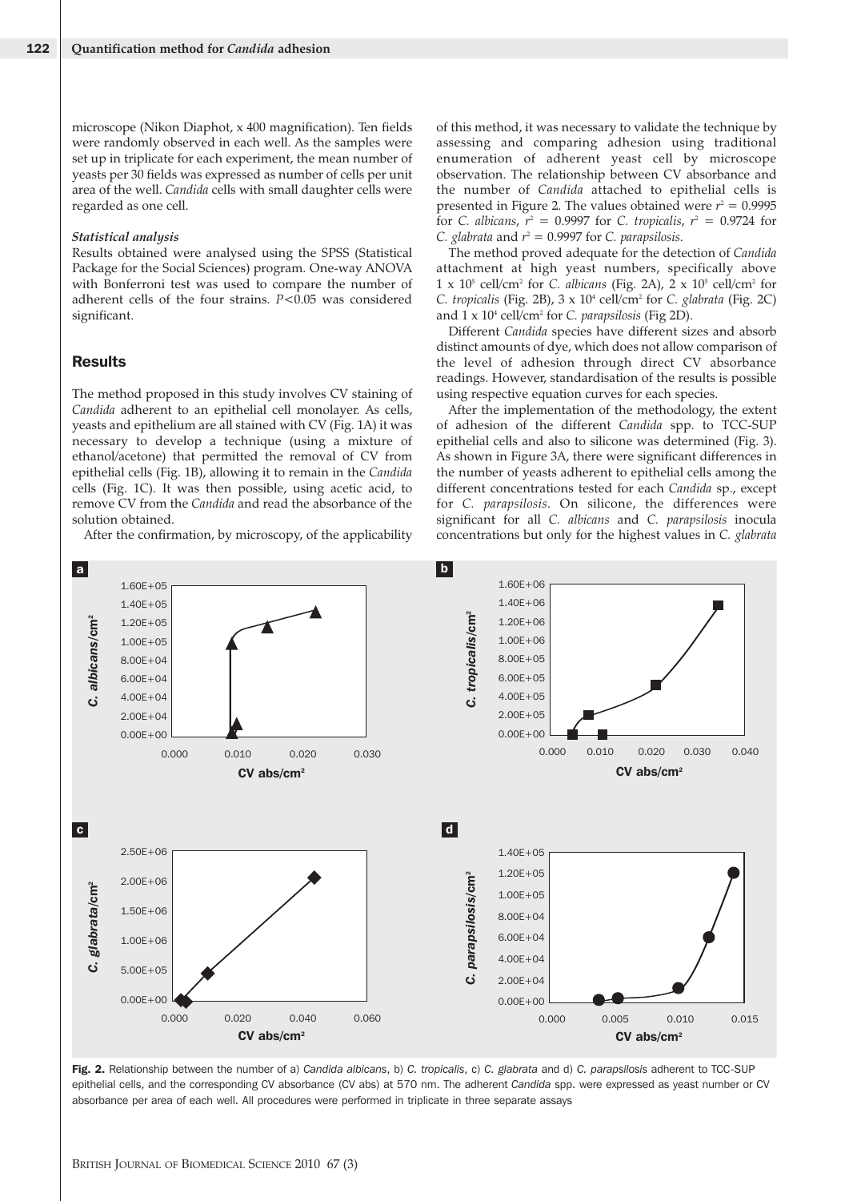microscope (Nikon Diaphot, x 400 magnification). Ten fields were randomly observed in each well. As the samples were set up in triplicate for each experiment, the mean number of yeasts per 30 fields was expressed as number of cells per unit area of the well. *Candida* cells with small daughter cells were regarded as one cell.

### *Statistical analysis*

Results obtained were analysed using the SPSS (Statistical Package for the Social Sciences) program. One-way ANOVA with Bonferroni test was used to compare the number of adherent cells of the four strains. $P<0.05$ was considered significant.

## Results

The method proposed in this study involves CV staining of *Candida* adherent to an epithelial cell monolayer. As cells, yeasts and epithelium are all stained with CV (Fig. 1A) it was necessary to develop a technique (using a mixture of ethanol/acetone) that permitted the removal of CV from epithelial cells (Fig. 1B), allowing it to remain in the *Candida* cells (Fig. 1C). It was then possible, using acetic acid, to remove CV from the *Candida* and read the absorbance of the solution obtained.

After the confirmation, by microscopy, of the applicability of this method, it was necessary to validate the technique by assessing and comparing adhesion using traditional enumeration of adherent yeast cell by microscope observation. The relationship between CV absorbance and the number of *Candida* attached to epithelial cells is presented in Figure 2. The values obtained were $r^2 = 0.9995$ for *C. albicans*, $r^2 = 0.9997$ for *C. tropicalis*, $r^2 = 0.9724$ for *C. glabrata* and $r^2 = 0.9997$ for *C. parapsilosis*.

The method proved adequate for the detection of *Candida* attachment at high yeast numbers, specifically above $1 \times 10^5$ cell/cm² for *C. albicans* (Fig. 2A), $2 \times 10^5$ cell/cm² for *C. tropicalis* (Fig. 2B), $3 \times 10^4$ cell/cm² for *C. glabrata* (Fig. 2C) and $1 \times 10^4$ cell/cm² for *C. parapsilosis* (Fig 2D).

Different *Candida* species have different sizes and absorb distinct amounts of dye, which does not allow comparison of the level of adhesion through direct CV absorbance readings. However, standardisation of the results is possible using respective equation curves for each species.

After the implementation of the methodology, the extent of adhesion of the different *Candida* spp. to TCC-SUP epithelial cells and also to silicone was determined (Fig. 3). As shown in Figure 3A, there were significant differences in the number of yeasts adherent to epithelial cells among the different concentrations tested for each *Candida* sp., except for *C. parapsilosis*. On silicone, the differences were significant for all *C. albicans* and *C. parapsilosis* inocula concentrations but only for the highest values in *C. glabrata*

**Fig. 2.** Relationship between the number of a) *Candida albicans*, b) *C. tropicalis*, c) *C. glabrata* and d) *C. parapsilosis* adherent to TCC-SUP epithelial cells, and the corresponding CV absorbance (CV abs) at 570 nm. The adherent *Candida* spp. were expressed as yeast number or CV absorbance per area of each well. All procedures were performed in triplicate in three separate assays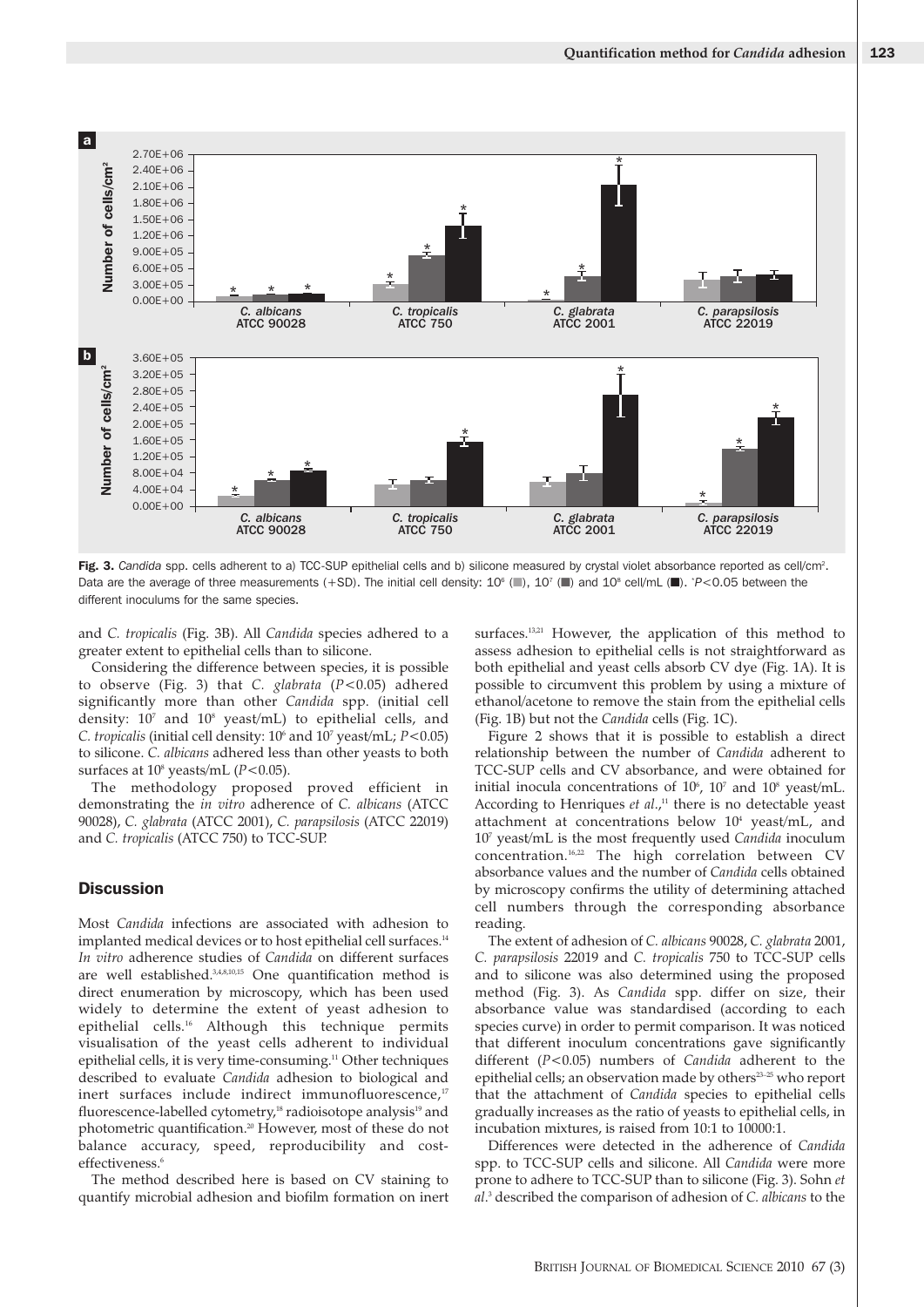**Fig. 3.** *Candida* spp. cells adherent to a) TCC-SUP epithelial cells and b) silicone measured by crystal violet absorbance reported as cell/cm². Data are the average of three measurements (+SD). The initial cell density: $10^6$ (■), $10^7$ (■) and $10^8$ cell/mL (■). *$P<0.05$ between the different inoculums for the same species.

and *C. tropicalis* (Fig. 3B). All *Candida* species adhered to a greater extent to epithelial cells than to silicone.

Considering the difference between species, it is possible to observe (Fig. 3) that *C. glabrata* ($P<0.05$) adhered significantly more than other *Candida* spp. (initial cell density: $10^7$ and $10^8$ yeast/mL) to epithelial cells, and *C. tropicalis* (initial cell density: $10^6$ and $10^7$ yeast/mL; $P<0.05$) to silicone. *C. albicans* adhered less than other yeasts to both surfaces at $10^8$ yeasts/mL ($P<0.05$).

The methodology proposed proved efficient in demonstrating the *in vitro* adherence of *C. albicans* (ATCC 90028), *C. glabrata* (ATCC 2001), *C. parapsilosis* (ATCC 22019) and *C. tropicalis* (ATCC 750) to TCC-SUP.

## Discussion

Most *Candida* infections are associated with adhesion to implanted medical devices or to host epithelial cell surfaces.[14] *In vitro* adherence studies of *Candida* on different surfaces are well established.[3,4,8,10,15] One quantification method is direct enumeration by microscopy, which has been used widely to determine the extent of yeast adhesion to epithelial cells.[16] Although this technique permits visualisation of the yeast cells adherent to individual epithelial cells, it is very time-consuming.[11] Other techniques described to evaluate *Candida* adhesion to biological and inert surfaces include indirect immunofluorescence,[17] fluorescence-labelled cytometry,[18] radioisotope analysis[19] and photometric quantification.[20] However, most of these do not balance accuracy, speed, reproducibility and cost-effectiveness.[6]

The method described here is based on CV staining to quantify microbial adhesion and biofilm formation on inert surfaces.[13,21] However, the application of this method to assess adhesion to epithelial cells is not straightforward as both epithelial and yeast cells absorb CV dye (Fig. 1A). It is possible to circumvent this problem by using a mixture of ethanol/acetone to remove the stain from the epithelial cells (Fig. 1B) but not the *Candida* cells (Fig. 1C).

Figure 2 shows that it is possible to establish a direct relationship between the number of *Candida* adherent to TCC-SUP cells and CV absorbance, and were obtained for initial inocula concentrations of $10^6$, $10^7$ and $10^8$ yeast/mL. According to Henriques *et al*.,[11] there is no detectable yeast attachment at concentrations below $10^4$ yeast/mL, and $10^7$ yeast/mL is the most frequently used *Candida* inoculum concentration.[16,22] The high correlation between CV absorbance values and the number of *Candida* cells obtained by microscopy confirms the utility of determining attached cell numbers through the corresponding absorbance reading.

The extent of adhesion of *C. albicans* 90028, *C. glabrata* 2001, *C. parapsilosis* 22019 and *C. tropicalis* 750 to TCC-SUP cells and to silicone was also determined using the proposed method (Fig. 3). As *Candida* spp. differ on size, their absorbance value was standardised (according to each species curve) in order to permit comparison. It was noticed that different inoculum concentrations gave significantly different ($P<0.05$) numbers of *Candida* adherent to the epithelial cells; an observation made by others[23–25] who report that the attachment of *Candida* species to epithelial cells gradually increases as the ratio of yeasts to epithelial cells, in incubation mixtures, is raised from 10:1 to 10000:1.

Differences were detected in the adherence of *Candida* spp. to TCC-SUP cells and silicone. All *Candida* were more prone to adhere to TCC-SUP than to silicone (Fig. 3). Sohn *et al*.[3] described the comparison of adhesion of *C. albicans* to the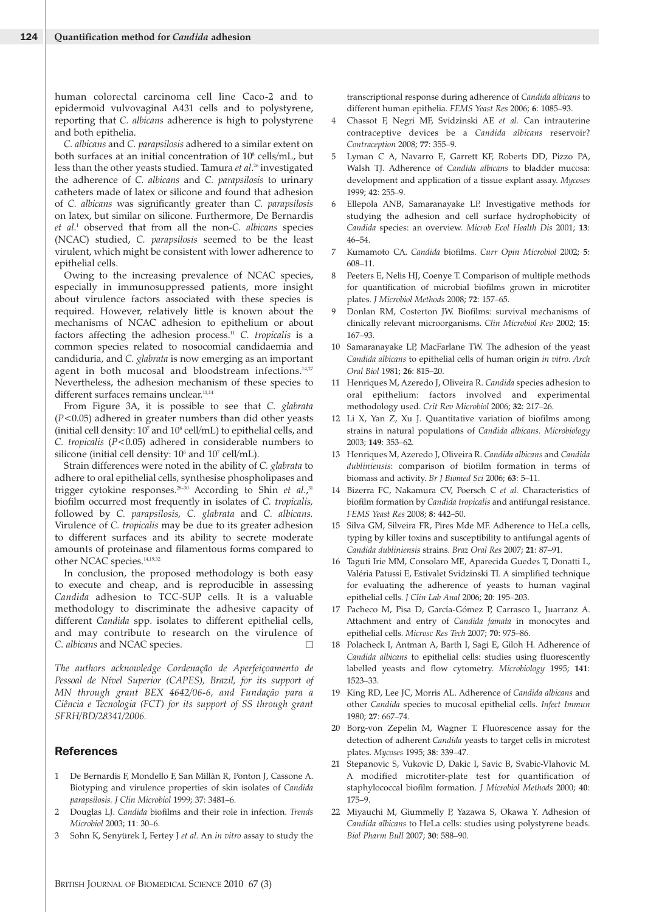human colorectal carcinoma cell line Caco-2 and to epidermoid vulvovaginal A431 cells and to polystyrene, reporting that *C. albicans* adherence is high to polystyrene and both epithelia.

*C. albicans* and *C. parapsilosis* adhered to a similar extent on both surfaces at an initial concentration of $10^8$ cells/mL, but less than the other yeasts studied. Tamura *et al.*[26] investigated the adherence of *C. albicans* and *C. parapsilosis* to urinary catheters made of latex or silicone and found that adhesion of *C. albicans* was significantly greater than *C. parapsilosis* on latex, but similar on silicone. Furthermore, De Bernardis *et al.*[1] observed that from all the non-*C. albicans* species (NCAC) studied, *C. parapsilosis* seemed to be the least virulent, which might be consistent with lower adherence to epithelial cells.

Owing to the increasing prevalence of NCAC species, especially in immunosuppressed patients, more insight about virulence factors associated with these species is required. However, relatively little is known about the mechanisms of NCAC adhesion to epithelium or about factors affecting the adhesion process.[11] *C. tropicalis* is a common species related to nosocomial candidaemia and candiduria, and *C. glabrata* is now emerging as an important agent in both mucosal and bloodstream infections.[14,27] Nevertheless, the adhesion mechanism of these species to different surfaces remains unclear.[11,14]

From Figure 3A, it is possible to see that *C. glabrata* ($P<0.05$) adhered in greater numbers than did other yeasts (initial cell density: $10^7$ and $10^8$ cell/mL) to epithelial cells, and *C. tropicalis* ($P<0.05$) adhered in considerable numbers to silicone (initial cell density: $10^6$ and $10^7$ cell/mL).

Strain differences were noted in the ability of *C. glabrata* to adhere to oral epithelial cells, synthesise phospholipases and trigger cytokine responses.[28–30] According to Shin *et al.*,[31] biofilm occurred most frequently in isolates of *C. tropicalis,* followed by *C. parapsilosis, C. glabrata* and *C. albicans.* Virulence of *C. tropicalis* may be due to its greater adhesion to different surfaces and its ability to secrete moderate amounts of proteinase and filamentous forms compared to other NCAC species.[14,19,32]

In conclusion, the proposed methodology is both easy to execute and cheap, and is reproducible in assessing *Candida* adhesion to TCC-SUP cells. It is a valuable methodology to discriminate the adhesive capacity of different *Candida* spp. isolates to different epithelial cells, and may contribute to research on the virulence of *C. albicans* and NCAC species. □

*The authors acknowledge Cordenação de Aperfeiçoamento de Pessoal de Nível Superior (CAPES), Brazil, for its support of MN through grant BEX 4642/06-6, and Fundação para a Ciência e Tecnologia (FCT) for its support of SS through grant SFRH/BD/28341/2006.*

## References

1. De Bernardis F, Mondello F, San Millàn R, Ponton J, Cassone A. Biotyping and virulence properties of skin isolates of *Candida parapsilosis. J Clin Microbiol* 1999; 37: 3481–6.
2. Douglas LJ. *Candida* biofilms and their role in infection. *Trends Microbiol* 2003; **11**: 30–6.
3. Sohn K, Senyürek I, Fertey J *et al*. An *in vitro* assay to study the transcriptional response during adherence of *Candida albicans* to different human epithelia. *FEMS Yeast Res* 2006; **6**: 1085–93.
4. Chassot F, Negri MF, Svidzinski AE *et al.* Can intrauterine contraceptive devices be a *Candida albicans* reservoir? *Contraception* 2008; **77**: 355–9.
5. Lyman C A, Navarro E, Garrett KF, Roberts DD, Pizzo PA, Walsh TJ. Adherence of *Candida albicans* to bladder mucosa: development and application of a tissue explant assay. *Mycoses* 1999; **42**: 255–9.
6. Ellepola ANB, Samaranayake LP. Investigative methods for studying the adhesion and cell surface hydrophobicity of *Candida* species: an overview. *Microb Ecol Health Dis* 2001; **13**: 46–54.
7. Kumamoto CA. *Candida* biofilms. *Curr Opin Microbiol* 2002; **5**: 608–11.
8. Peeters E, Nelis HJ, Coenye T. Comparison of multiple methods for quantification of microbial biofilms grown in microtiter plates. *J Microbiol Methods* 2008; **72**: 157–65.
9. Donlan RM, Costerton JW. Biofilms: survival mechanisms of clinically relevant microorganisms. *Clin Microbiol Rev* 2002; **15**: 167–93.
10. Samaranayake LP, MacFarlane TW. The adhesion of the yeast *Candida albicans* to epithelial cells of human origin *in vitro. Arch Oral Biol* 1981; **26**: 815–20.
11. Henriques M, Azeredo J, Oliveira R. *Candida* species adhesion to oral epithelium: factors involved and experimental methodology used. *Crit Rev Microbiol* 2006; **32**: 217–26.
12. Li X, Yan Z, Xu J. Quantitative variation of biofilms among strains in natural populations of *Candida albicans. Microbiology* 2003; **149**: 353–62.
13. Henriques M, Azeredo J, Oliveira R. *Candida albicans* and *Candida dubliniensis*: comparison of biofilm formation in terms of biomass and activity. *Br J Biomed Sci* 2006; **63**: 5–11.
14. Bizerra FC, Nakamura CV, Poersch C *et al.* Characteristics of biofilm formation by *Candida tropicalis* and antifungal resistance. *FEMS Yeast Res* 2008; **8**: 442–50.
15. Silva GM, Silveira FR, Pires Mde MF. Adherence to HeLa cells, typing by killer toxins and susceptibility to antifungal agents of *Candida dubliniensis* strains. *Braz Oral Res* 2007; **21**: 87–91.
16. Taguti Irie MM, Consolaro ME, Aparecida Guedes T, Donatti L, Valéria Patussi E, Estivalet Svidzinski TI. A simplified technique for evaluating the adherence of yeasts to human vaginal epithelial cells. *J Clin Lab Anal* 2006; **20**: 195–203.
17. Pacheco M, Pisa D, García-Gómez P, Carrasco L, Juarranz A. Attachment and entry of *Candida famata* in monocytes and epithelial cells. *Microsc Res Tech* 2007; **70**: 975–86.
18. Polacheck I, Antman A, Barth I, Sagi E, Giloh H. Adherence of *Candida albicans* to epithelial cells: studies using fluorescently labelled yeasts and flow cytometry. *Microbiology* 1995; **141**: 1523–33.
19. King RD, Lee JC, Morris AL. Adherence of *Candida albicans* and other *Candida* species to mucosal epithelial cells. *Infect Immun* 1980; **27**: 667–74.
20. Borg-von Zepelin M, Wagner T. Fluorescence assay for the detection of adherent *Candida* yeasts to target cells in microtest plates. *Mycoses* 1995; **38**: 339–47.
21. Stepanovic S, Vukovic D, Dakic I, Savic B, Svabic-Vlahovic M. A modified microtiter-plate test for quantification of staphylococcal biofilm formation. *J Microbiol Methods* 2000; **40**: 175–9.
22. Miyauchi M, Giummelly P, Yazawa S, Okawa Y. Adhesion of *Candida albicans* to HeLa cells: studies using polystyrene beads. *Biol Pharm Bull* 2007; **30**: 588–90.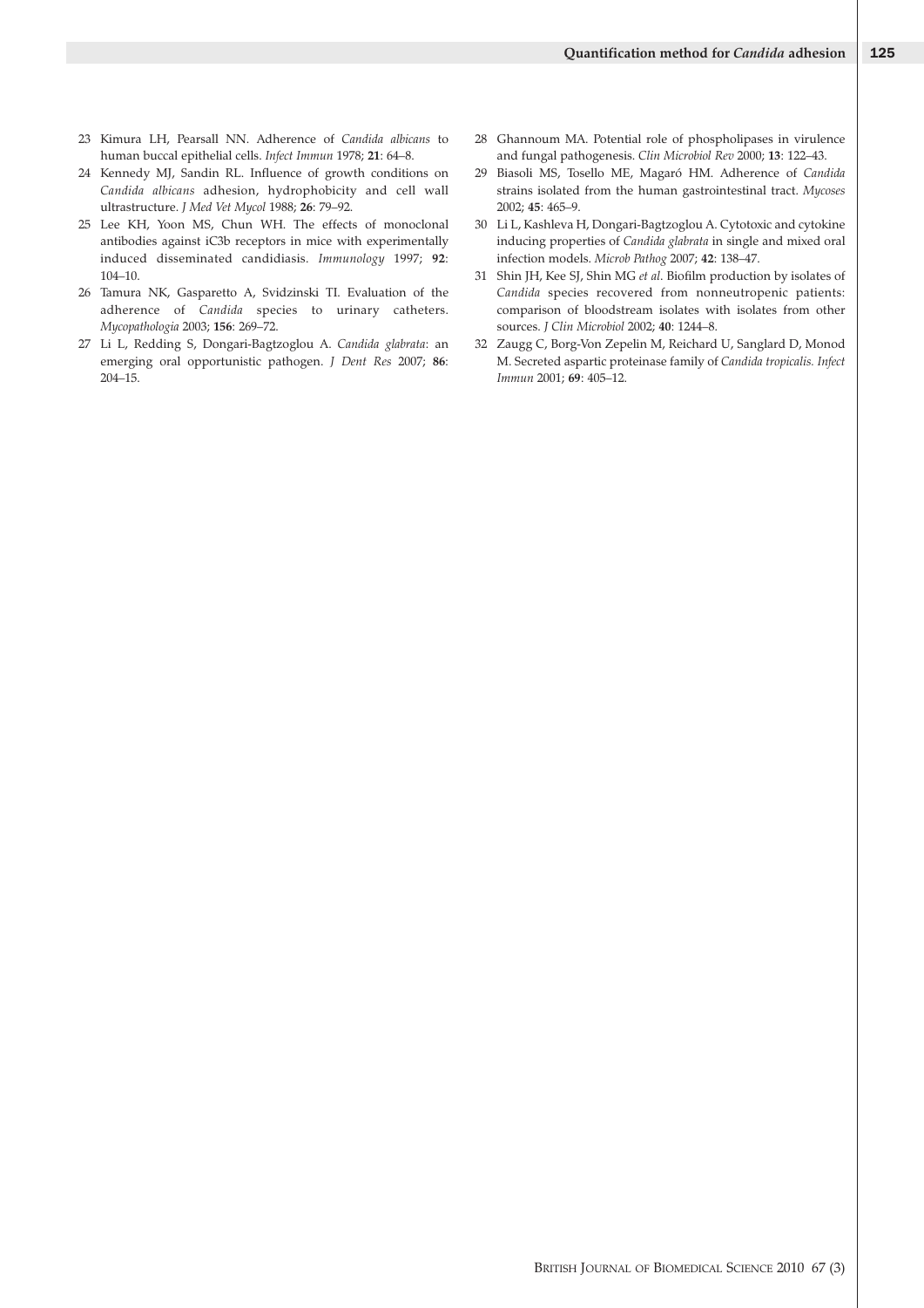23 Kimura LH, Pearsall NN. Adherence of *Candida albicans* to human buccal epithelial cells. *Infect Immun* 1978; **21**: 64–8.

24 Kennedy MJ, Sandin RL. Influence of growth conditions on *Candida albicans* adhesion, hydrophobicity and cell wall ultrastructure. *J Med Vet Mycol* 1988; **26**: 79–92.

25 Lee KH, Yoon MS, Chun WH. The effects of monoclonal antibodies against iC3b receptors in mice with experimentally induced disseminated candidiasis. *Immunology* 1997; **92**: 104–10.

26 Tamura NK, Gasparetto A, Svidzinski TI. Evaluation of the adherence of *Candida* species to urinary catheters. *Mycopathologia* 2003; **156**: 269–72.

27 Li L, Redding S, Dongari-Bagtzoglou A. *Candida glabrata*: an emerging oral opportunistic pathogen. *J Dent Res* 2007; **86**: 204–15.

28 Ghannoum MA. Potential role of phospholipases in virulence and fungal pathogenesis. *Clin Microbiol Rev* 2000; **13**: 122–43.

29 Biasoli MS, Tosello ME, Magaró HM. Adherence of *Candida* strains isolated from the human gastrointestinal tract. *Mycoses* 2002; **45**: 465–9.

30 Li L, Kashleva H, Dongari-Bagtzoglou A. Cytotoxic and cytokine inducing properties of *Candida glabrata* in single and mixed oral infection models. *Microb Pathog* 2007; **42**: 138–47.

31 Shin JH, Kee SJ, Shin MG *et al*. Biofilm production by isolates of *Candida* species recovered from nonneutropenic patients: comparison of bloodstream isolates with isolates from other sources. *J Clin Microbiol* 2002; **40**: 1244–8.

32 Zaugg C, Borg-Von Zepelin M, Reichard U, Sanglard D, Monod M. Secreted aspartic proteinase family of *Candida tropicalis*. *Infect Immun* 2001; **69**: 405–12.